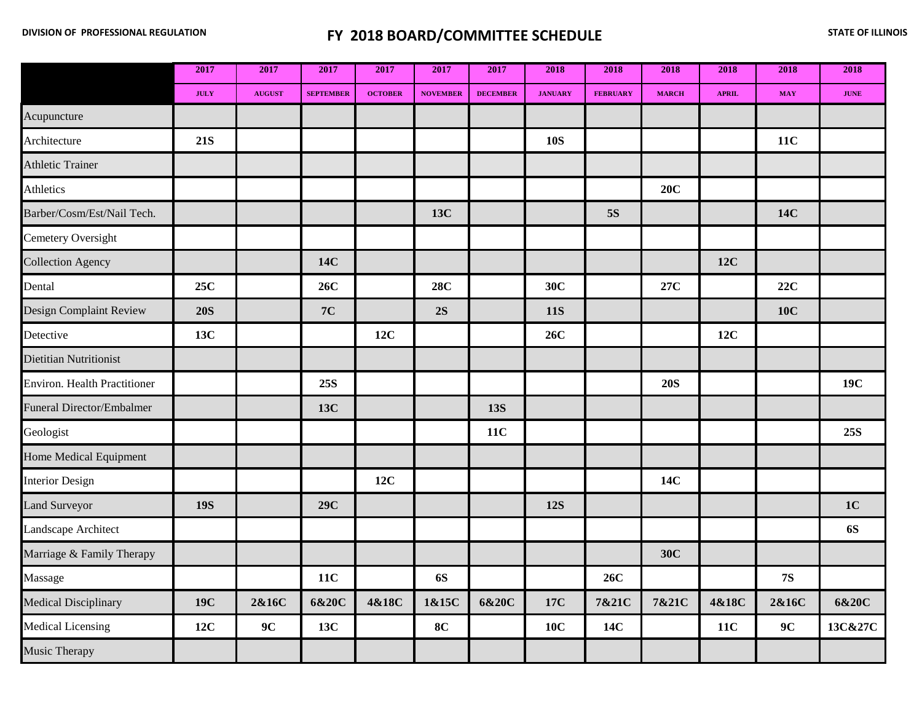DIVISION OF PROFESSIONAL REGULATION

# FY 2018 BOARD/COMMITTEE SCHEDULE

STATE OF ILLINOIS

| | 2017 JULY | 2017 AUGUST | 2017 SEPTEMBER | 2017 OCTOBER | 2017 NOVEMBER | 2017 DECEMBER | 2018 JANUARY | 2018 FEBRUARY | 2018 MARCH | 2018 APRIL | 2018 MAY | 2018 JUNE |
|---|---|---|---|---|---|---|---|---|---|---|---|---|
| Acupuncture | | | | | | | | | | | | |
| Architecture | **21S** | | | | | | **10S** | | | | **11C** | |
| Athletic Trainer | | | | | | | | | | | | |
| Athletics | | | | | | | | | **20C** | | | |
| Barber/Cosm/Est/Nail Tech. | | | | | **13C** | | | **5S** | | | **14C** | |
| Cemetery Oversight | | | | | | | | | | | | |
| Collection Agency | | | **14C** | | | | | | | **12C** | | |
| Dental | **25C** | | **26C** | | **28C** | | **30C** | | **27C** | | **22C** | |
| Design Complaint Review | **20S** | | **7C** | | **2S** | | **11S** | | | | **10C** | |
| Detective | **13C** | | | **12C** | | | **26C** | | | **12C** | | |
| Dietitian Nutritionist | | | | | | | | | | | | |
| Environ. Health Practitioner | | | **25S** | | | | | | **20S** | | | **19C** |
| Funeral Director/Embalmer | | | **13C** | | | **13S** | | | | | | |
| Geologist | | | | | | **11C** | | | | | | **25S** |
| Home Medical Equipment | | | | | | | | | | | | |
| Interior Design | | | | **12C** | | | | | **14C** | | | |
| Land Surveyor | **19S** | | **29C** | | | | **12S** | | | | | **1C** |
| Landscape Architect | | | | | | | | | | | | **6S** |
| Marriage & Family Therapy | | | | | | | | | **30C** | | | |
| Massage | | | **11C** | | **6S** | | | **26C** | | | **7S** | |
| Medical Disciplinary | **19C** | **2&16C** | **6&20C** | **4&18C** | **1&15C** | **6&20C** | **17C** | **7&21C** | **7&21C** | **4&18C** | **2&16C** | **6&20C** |
| Medical Licensing | **12C** | **9C** | **13C** | | **8C** | | **10C** | **14C** | | **11C** | **9C** | **13C&27C** |
| Music Therapy | | | | | | | | | | | | |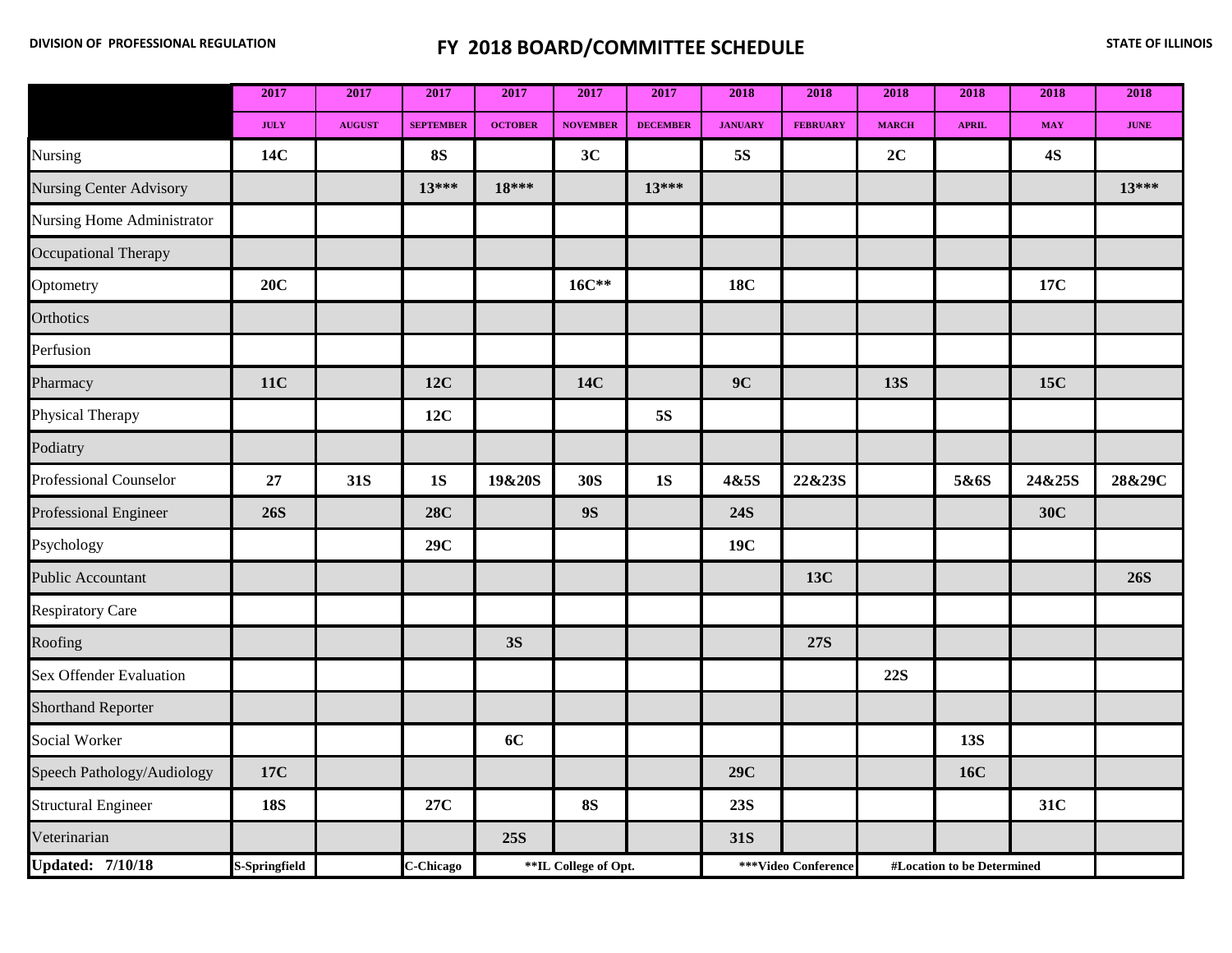DIVISION OF PROFESSIONAL REGULATION

# FY 2018 BOARD/COMMITTEE SCHEDULE

STATE OF ILLINOIS

| | 2017 | 2017 | 2017 | 2017 | 2017 | 2017 | 2018 | 2018 | 2018 | 2018 | 2018 | 2018 |
|---|---|---|---|---|---|---|---|---|---|---|---|---|
| | JULY | AUGUST | SEPTEMBER | OCTOBER | NOVEMBER | DECEMBER | JANUARY | FEBRUARY | MARCH | APRIL | MAY | JUNE |
| Nursing | 14C | | 8S | | 3C | | 5S | | 2C | | 4S | |
| Nursing Center Advisory | | | 13*** | 18*** | | 13*** | | | | | | 13*** |
| Nursing Home Administrator | | | | | | | | | | | | |
| Occupational Therapy | | | | | | | | | | | | |
| Optometry | 20C | | | | 16C** | | 18C | | | | 17C | |
| Orthotics | | | | | | | | | | | | |
| Perfusion | | | | | | | | | | | | |
| Pharmacy | 11C | | 12C | | 14C | | 9C | | 13S | | 15C | |
| Physical Therapy | | | 12C | | | 5S | | | | | | |
| Podiatry | | | | | | | | | | | | |
| Professional Counselor | 27 | 31S | 1S | 19&20S | 30S | 1S | 4&5S | 22&23S | | 5&6S | 24&25S | 28&29C |
| Professional Engineer | 26S | | 28C | | 9S | | 24S | | | | 30C | |
| Psychology | | | 29C | | | | 19C | | | | | |
| Public Accountant | | | | | | | | 13C | | | | 26S |
| Respiratory Care | | | | | | | | | | | | |
| Roofing | | | | 3S | | | | 27S | | | | |
| Sex Offender Evaluation | | | | | | | | | 22S | | | |
| Shorthand Reporter | | | | | | | | | | | | |
| Social Worker | | | | 6C | | | | | | 13S | | |
| Speech Pathology/Audiology | 17C | | | | | | 29C | | | 16C | | |
| Structural Engineer | 18S | | 27C | | 8S | | 23S | | | | 31C | |
| Veterinarian | | | | 25S | | | 31S | | | | | |
| Updated: 7/10/18 | S-Springfield | | C-Chicago | **IL College of Opt. | | | ***Video Conference | | #Location to be Determined | | | |